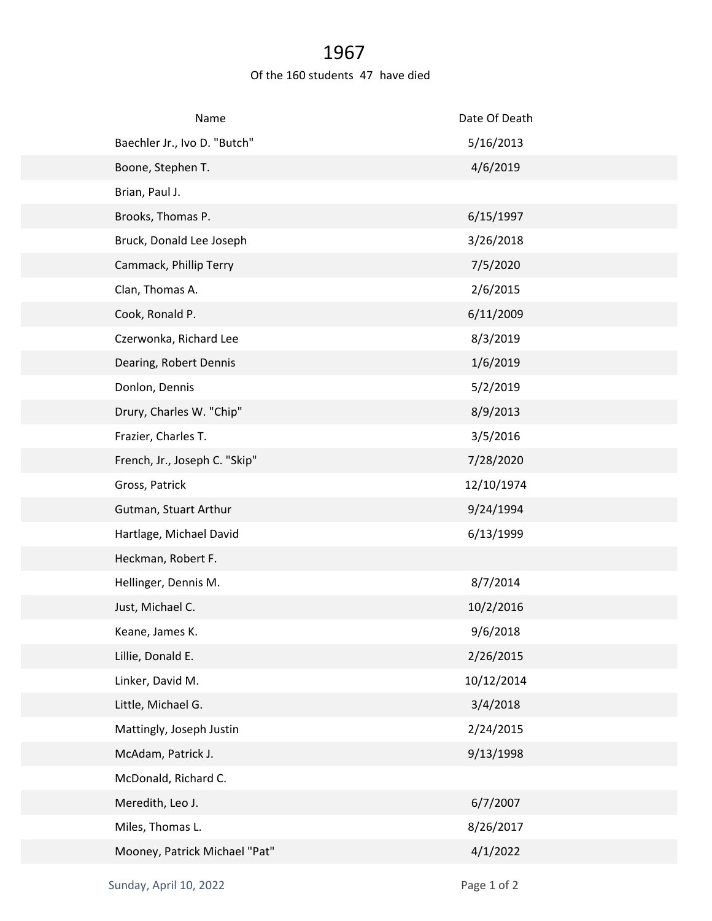# 1967

Of the 160 students 47 have died

| Name | Date Of Death |
|---|---|
| Baechler Jr., Ivo D. "Butch" | 5/16/2013 |
| Boone, Stephen T. | 4/6/2019 |
| Brian, Paul J. | |
| Brooks, Thomas P. | 6/15/1997 |
| Bruck, Donald Lee Joseph | 3/26/2018 |
| Cammack, Phillip Terry | 7/5/2020 |
| Clan, Thomas A. | 2/6/2015 |
| Cook, Ronald P. | 6/11/2009 |
| Czerwonka, Richard Lee | 8/3/2019 |
| Dearing, Robert Dennis | 1/6/2019 |
| Donlon, Dennis | 5/2/2019 |
| Drury, Charles W. "Chip" | 8/9/2013 |
| Frazier, Charles T. | 3/5/2016 |
| French, Jr., Joseph C. "Skip" | 7/28/2020 |
| Gross, Patrick | 12/10/1974 |
| Gutman, Stuart Arthur | 9/24/1994 |
| Hartlage, Michael David | 6/13/1999 |
| Heckman, Robert F. | |
| Hellinger, Dennis M. | 8/7/2014 |
| Just, Michael C. | 10/2/2016 |
| Keane, James K. | 9/6/2018 |
| Lillie, Donald E. | 2/26/2015 |
| Linker, David M. | 10/12/2014 |
| Little, Michael G. | 3/4/2018 |
| Mattingly, Joseph Justin | 2/24/2015 |
| McAdam, Patrick J. | 9/13/1998 |
| McDonald, Richard C. | |
| Meredith, Leo J. | 6/7/2007 |
| Miles, Thomas L. | 8/26/2017 |
| Mooney, Patrick Michael "Pat" | 4/1/2022 |

Sunday, April 10, 2022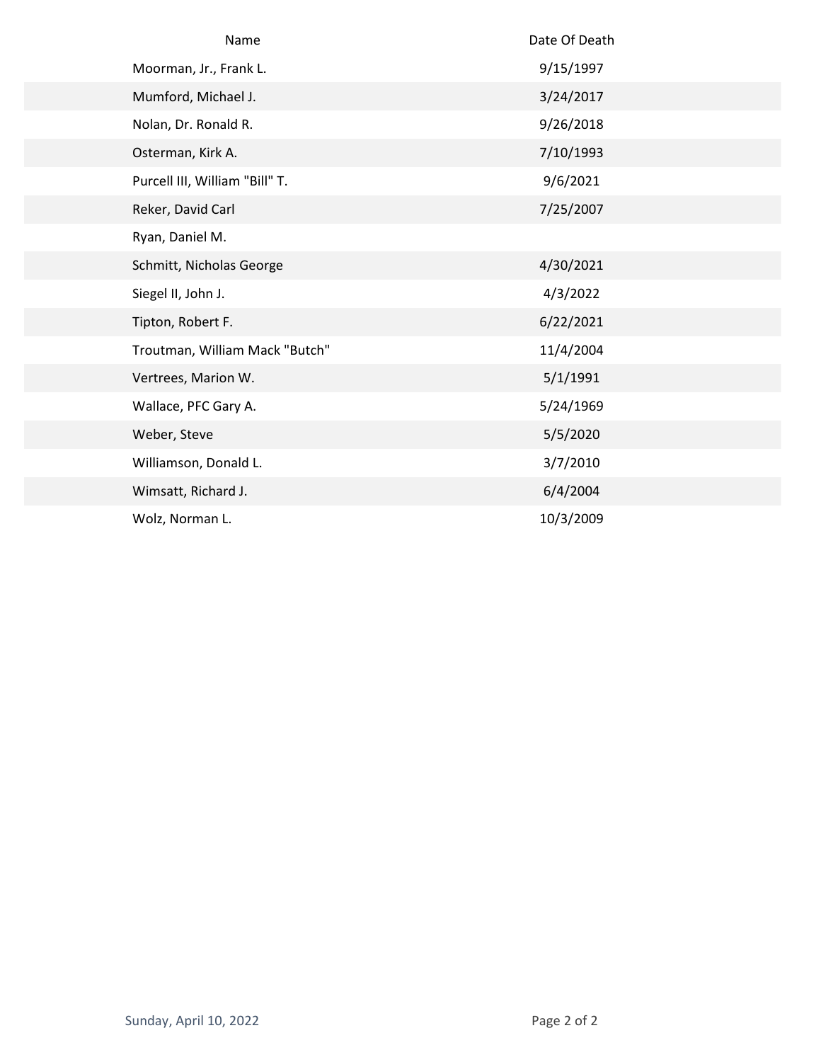| Name | Date Of Death |
|---|---|
| Moorman, Jr., Frank L. | 9/15/1997 |
| Mumford, Michael J. | 3/24/2017 |
| Nolan, Dr. Ronald R. | 9/26/2018 |
| Osterman, Kirk A. | 7/10/1993 |
| Purcell III, William "Bill" T. | 9/6/2021 |
| Reker, David Carl | 7/25/2007 |
| Ryan, Daniel M. | |
| Schmitt, Nicholas George | 4/30/2021 |
| Siegel II, John J. | 4/3/2022 |
| Tipton, Robert F. | 6/22/2021 |
| Troutman, William Mack "Butch" | 11/4/2004 |
| Vertrees, Marion W. | 5/1/1991 |
| Wallace, PFC Gary A. | 5/24/1969 |
| Weber, Steve | 5/5/2020 |
| Williamson, Donald L. | 3/7/2010 |
| Wimsatt, Richard J. | 6/4/2004 |
| Wolz, Norman L. | 10/3/2009 |

Sunday, April 10, 2022